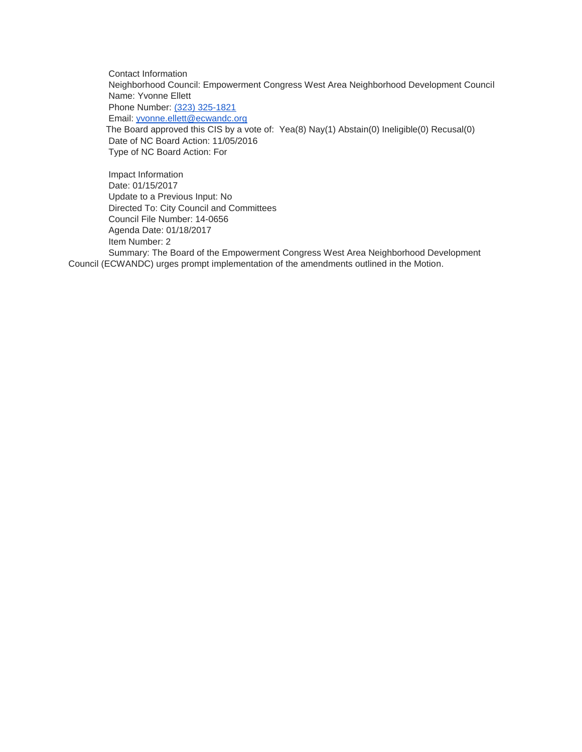Contact Information
Neighborhood Council: Empowerment Congress West Area Neighborhood Development Council
Name: Yvonne Ellett
Phone Number: [(323) 325-1821](tel:(323)325-1821)
Email: [yvonne.ellett@ecwandc.org](mailto:yvonne.ellett@ecwandc.org)
The Board approved this CIS by a vote of: Yea(8) Nay(1) Abstain(0) Ineligible(0) Recusal(0)
Date of NC Board Action: 11/05/2016
Type of NC Board Action: For

Impact Information
Date: 01/15/2017
Update to a Previous Input: No
Directed To: City Council and Committees
Council File Number: 14-0656
Agenda Date: 01/18/2017
Item Number: 2
Summary: The Board of the Empowerment Congress West Area Neighborhood Development Council (ECWANDC) urges prompt implementation of the amendments outlined in the Motion.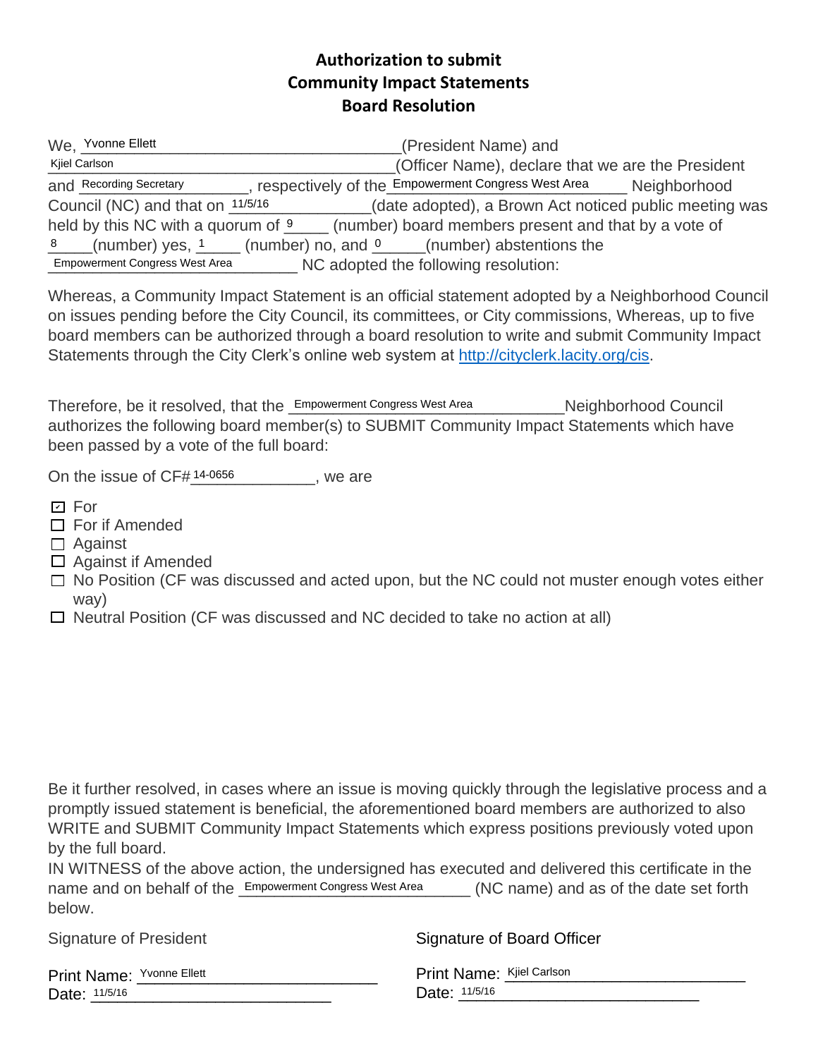# Authorization to submit Community Impact Statements Board Resolution

We, Yvonne Ellett (President Name) and Kjiel Carlson (Officer Name), declare that we are the President and Recording Secretary, respectively of the Empowerment Congress West Area Neighborhood Council (NC) and that on 11/5/16 (date adopted), a Brown Act noticed public meeting was held by this NC with a quorum of 9 (number) board members present and that by a vote of 8 (number) yes, 1 (number) no, and 0 (number) abstentions the Empowerment Congress West Area NC adopted the following resolution:

Whereas, a Community Impact Statement is an official statement adopted by a Neighborhood Council on issues pending before the City Council, its committees, or City commissions, Whereas, up to five board members can be authorized through a board resolution to write and submit Community Impact Statements through the City Clerk's online web system at http://cityclerk.lacity.org/cis.

Therefore, be it resolved, that the Empowerment Congress West Area Neighborhood Council authorizes the following board member(s) to SUBMIT Community Impact Statements which have been passed by a vote of the full board:

On the issue of CF# 14-0656, we are

- ☑ For
- ☐ For if Amended
- ☐ Against
- ☐ Against if Amended
- ☐ No Position (CF was discussed and acted upon, but the NC could not muster enough votes either way)
- ☐ Neutral Position (CF was discussed and NC decided to take no action at all)

Be it further resolved, in cases where an issue is moving quickly through the legislative process and a promptly issued statement is beneficial, the aforementioned board members are authorized to also WRITE and SUBMIT Community Impact Statements which express positions previously voted upon by the full board.

IN WITNESS of the above action, the undersigned has executed and delivered this certificate in the name and on behalf of the Empowerment Congress West Area (NC name) and as of the date set forth below.

Signature of President

Print Name: Yvonne Ellett

Date: 11/5/16

Signature of Board Officer

Print Name: Kjiel Carlson

Date: 11/5/16